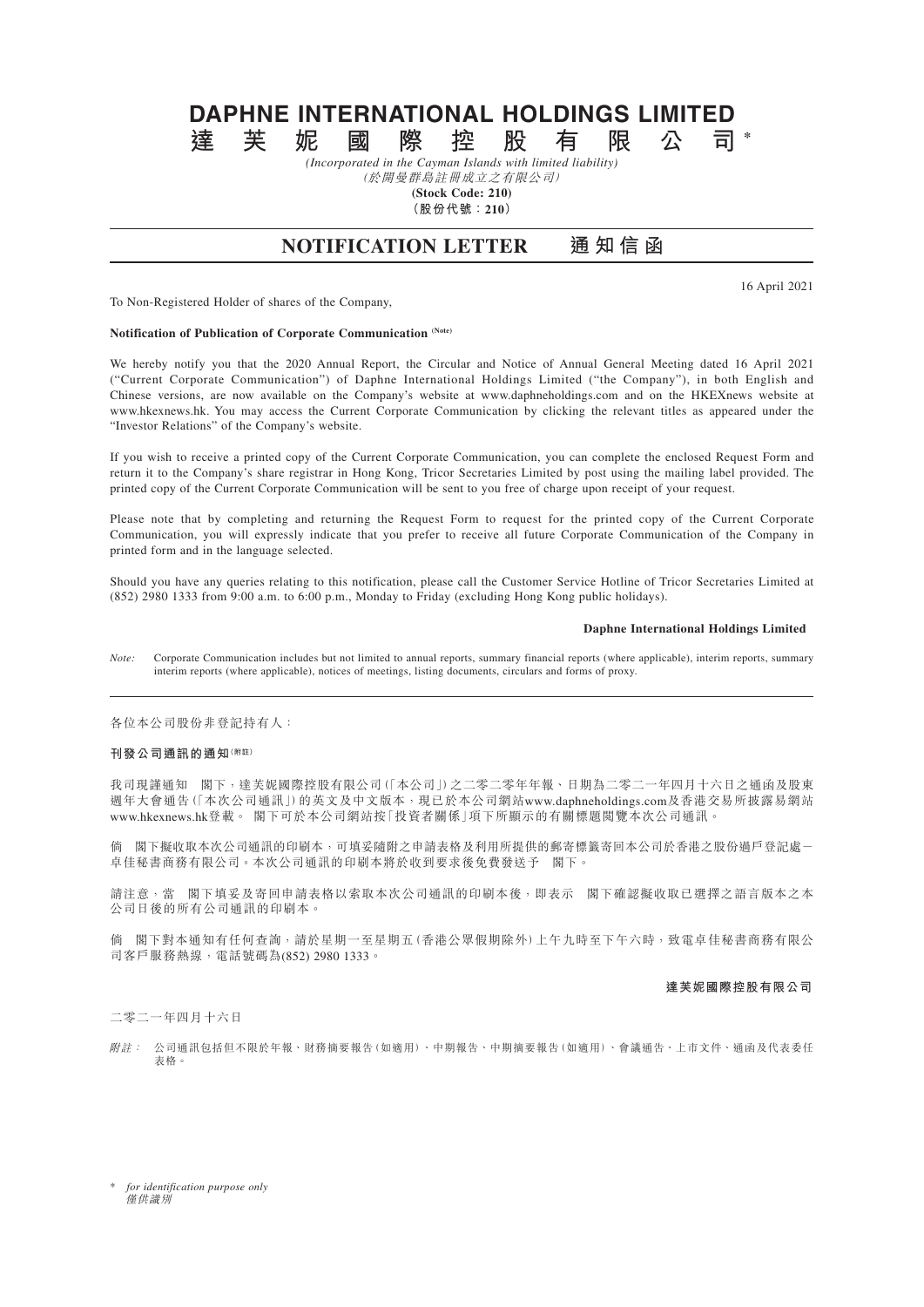# DAPHNE INTERNATIONAL HOLDINGS LIMITED
# 達芙妮國際控股有限公司*

*(Incorporated in the Cayman Islands with limited liability)*
*(於開曼群島註冊成立之有限公司)*
**(Stock Code: 210)**
**（股份代號：210）**

## NOTIFICATION LETTER 通知信函

16 April 2021

To Non-Registered Holder of shares of the Company,

**Notification of Publication of Corporate Communication (Note)**

We hereby notify you that the 2020 Annual Report, the Circular and Notice of Annual General Meeting dated 16 April 2021 ("Current Corporate Communication") of Daphne International Holdings Limited ("the Company"), in both English and Chinese versions, are now available on the Company's website at www.daphneholdings.com and on the HKEXnews website at www.hkexnews.hk. You may access the Current Corporate Communication by clicking the relevant titles as appeared under the "Investor Relations" of the Company's website.

If you wish to receive a printed copy of the Current Corporate Communication, you can complete the enclosed Request Form and return it to the Company's share registrar in Hong Kong, Tricor Secretaries Limited by post using the mailing label provided. The printed copy of the Current Corporate Communication will be sent to you free of charge upon receipt of your request.

Please note that by completing and returning the Request Form to request for the printed copy of the Current Corporate Communication, you will expressly indicate that you prefer to receive all future Corporate Communication of the Company in printed form and in the language selected.

Should you have any queries relating to this notification, please call the Customer Service Hotline of Tricor Secretaries Limited at (852) 2980 1333 from 9:00 a.m. to 6:00 p.m., Monday to Friday (excluding Hong Kong public holidays).

**Daphne International Holdings Limited**

*Note:* Corporate Communication includes but not limited to annual reports, summary financial reports (where applicable), interim reports, summary interim reports (where applicable), notices of meetings, listing documents, circulars and forms of proxy.

---

各位本公司股份非登記持有人：

**刊發公司通訊的通知(附註)**

我司現謹通知　閣下，達芙妮國際控股有限公司(「本公司」)之二零二零年年報、日期為二零二一年四月十六日之通函及股東週年大會通告(「本次公司通訊」)的英文及中文版本，現已於本公司網站www.daphneholdings.com及香港交易所披露易網站www.hkexnews.hk登載。　閣下可於本公司網站按「投資者關係」項下所顯示的有關標題閱覽本次公司通訊。

倘　閣下擬收取本次公司通訊的印刷本，可填妥隨附之申請表格及利用所提供的郵寄標籤寄回本公司於香港之股份過戶登記處－卓佳秘書商務有限公司。本次公司通訊的印刷本將於收到要求後免費發送予　閣下。

請注意，當　閣下填妥及寄回申請表格以索取本次公司通訊的印刷本後，即表示　閣下確認擬收取已選擇之語言版本之本公司日後的所有公司通訊的印刷本。

倘　閣下對本通知有任何查詢，請於星期一至星期五(香港公眾假期除外)上午九時至下午六時，致電卓佳秘書商務有限公司客戶服務熱線，電話號碼為(852) 2980 1333。

**達芙妮國際控股有限公司**

二零二一年四月十六日

*附註：* 公司通訊包括但不限於年報、財務摘要報告(如適用)、中期報告、中期摘要報告(如適用)、會議通告、上市文件、通函及代表委任表格。

\* *for identification purpose only*
*僅供識別*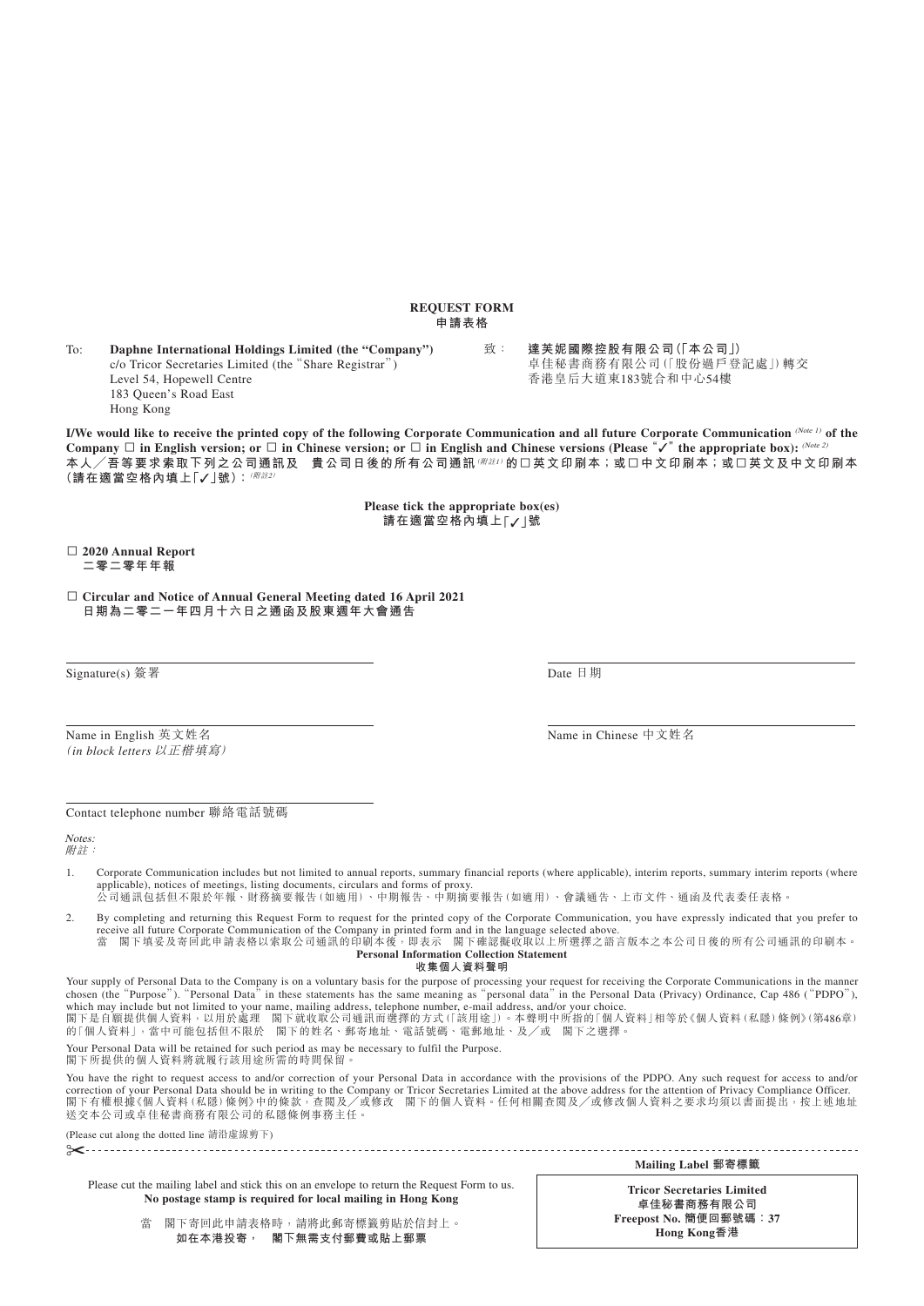# REQUEST FORM
# 申請表格

To: **Daphne International Holdings Limited (the "Company")**
c/o Tricor Secretaries Limited (the "Share Registrar")
Level 54, Hopewell Centre
183 Queen's Road East
Hong Kong

致： **達芙妮國際控股有限公司(「本公司」)**
卓佳秘書商務有限公司(「股份過戶登記處」)轉交
香港皇后大道東183號合和中心54樓

**I/We would like to receive the printed copy of the following Corporate Communication and all future Corporate Communication** *(Note 1)* **of the Company ☐ in English version; or ☐ in Chinese version; or ☐ in English and Chinese versions (Please "✓" the appropriate box):** *(Note 2)*
**本人╱吾等要求索取下列之公司通訊及 貴公司日後的所有公司通訊**(附註1)**的☐英文印刷本；或☐中文印刷本；或☐英文及中文印刷本(請在適當空格內填上「✓」號)：**(附註2)

**Please tick the appropriate box(es)**
**請在適當空格內填上「✓」號**

☐ **2020 Annual Report**
**二零二零年年報**

☐ **Circular and Notice of Annual General Meeting dated 16 April 2021**
**日期為二零二一年四月十六日之通函及股東週年大會通告**

Signature(s) 簽署 ______________________ Date 日期 ______________________

Name in English 英文姓名 ______________________ Name in Chinese 中文姓名 ______________________
*(in block letters 以正楷填寫)*

Contact telephone number 聯絡電話號碼 ______________________

*Notes:*
*附註：*

1. Corporate Communication includes but not limited to annual reports, summary financial reports (where applicable), interim reports, summary interim reports (where applicable), notices of meetings, listing documents, circulars and forms of proxy.
公司通訊包括但不限於年報、財務摘要報告(如適用)、中期報告、中期摘要報告(如適用)、會議通告、上市文件、通函及代表委任表格。

2. By completing and returning this Request Form to request for the printed copy of the Corporate Communication, you have expressly indicated that you prefer to receive all future Corporate Communication of the Company in printed form and in the language selected above.
當 閣下填妥及寄回此申請表格以索取公司通訊的印刷本後，即表示 閣下確認擬收取以上所選擇之語言版本之本公司日後的所有公司通訊的印刷本。

**Personal Information Collection Statement**
**收集個人資料聲明**

Your supply of Personal Data to the Company is on a voluntary basis for the purpose of processing your request for receiving the Corporate Communications in the manner chosen (the "Purpose"). "Personal Data" in these statements has the same meaning as "personal data" in the Personal Data (Privacy) Ordinance, Cap 486 ("PDPO"), which may include but not limited to your name, mailing address, telephone number, e-mail address, and/or your choice.
閣下是自願提供個人資料，以用於處理 閣下就收取公司通訊而選擇的方式(「該用途」)。本聲明中所指的「個人資料」相等於《個人資料(私隱)條例》(第486章)的「個人資料」，當中可能包括但不限於 閣下的姓名、郵寄地址、電話號碼、電郵地址、及╱或 閣下之選擇。

Your Personal Data will be retained for such period as may be necessary to fulfil the Purpose.
閣下所提供的個人資料將就履行該用途所需的時間保留。

You have the right to request access to and/or correction of your Personal Data in accordance with the provisions of the PDPO. Any such request for access to and/or correction of your Personal Data should be in writing to the Company or Tricor Secretaries Limited at the above address for the attention of Privacy Compliance Officer.
閣下有權根據《個人資料(私隱)條例》中的條款，查閱及╱或修改 閣下的個人資料。任何相關查閱及╱或修改個人資料之要求均須以書面提出，按上述地址送交本公司或卓佳秘書商務有限公司的私隱條例事務主任。

(Please cut along the dotted line 請沿虛線剪下)

**Mailing Label 郵寄標籤**

Please cut the mailing label and stick this on an envelope to return the Request Form to us.
**No postage stamp is required for local mailing in Hong Kong**

當 閣下寄回此申請表格時，請將此郵寄標籤剪貼於信封上。
**如在本港投寄， 閣下無需支付郵費或貼上郵票**

**Tricor Secretaries Limited**
**卓佳秘書商務有限公司**
**Freepost No. 簡便回郵號碼：37**
**Hong Kong香港**